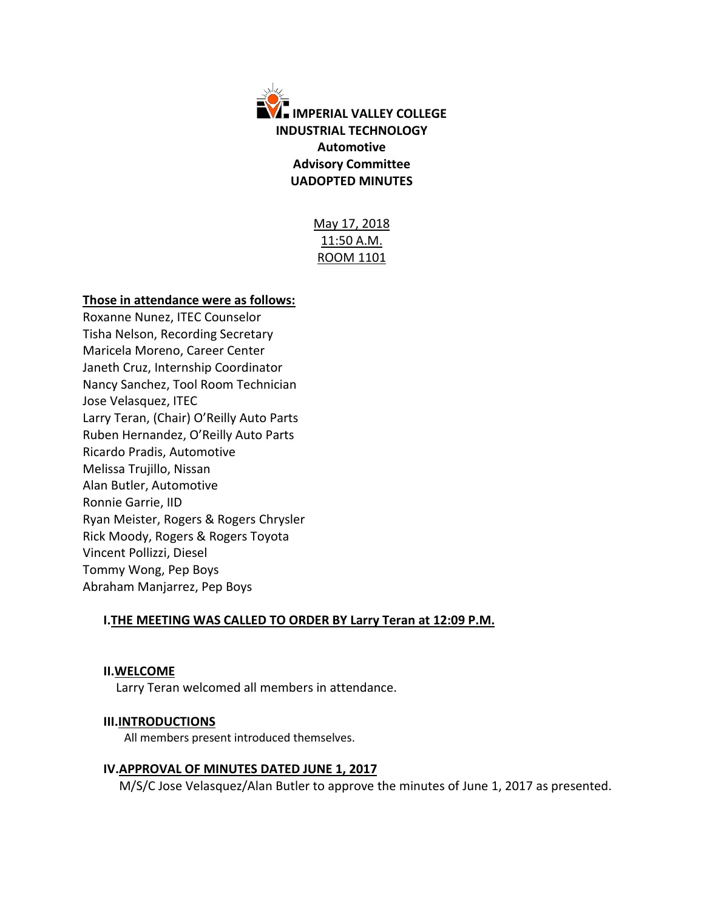# IMPERIAL VALLEY COLLEGE
## INDUSTRIAL TECHNOLOGY
## Automotive
## Advisory Committee
## UADOPTED MINUTES

May 17, 2018
11:50 A.M.
ROOM 1101

**Those in attendance were as follows:**

Roxanne Nunez, ITEC Counselor
Tisha Nelson, Recording Secretary
Maricela Moreno, Career Center
Janeth Cruz, Internship Coordinator
Nancy Sanchez, Tool Room Technician
Jose Velasquez, ITEC
Larry Teran, (Chair) O'Reilly Auto Parts
Ruben Hernandez, O'Reilly Auto Parts
Ricardo Pradis, Automotive
Melissa Trujillo, Nissan
Alan Butler, Automotive
Ronnie Garrie, IID
Ryan Meister, Rogers & Rogers Chrysler
Rick Moody, Rogers & Rogers Toyota
Vincent Pollizzi, Diesel
Tommy Wong, Pep Boys
Abraham Manjarrez, Pep Boys

### I. THE MEETING WAS CALLED TO ORDER BY Larry Teran at 12:09 P.M.

### II. WELCOME

Larry Teran welcomed all members in attendance.

### III. INTRODUCTIONS

All members present introduced themselves.

### IV. APPROVAL OF MINUTES DATED JUNE 1, 2017

M/S/C Jose Velasquez/Alan Butler to approve the minutes of June 1, 2017 as presented.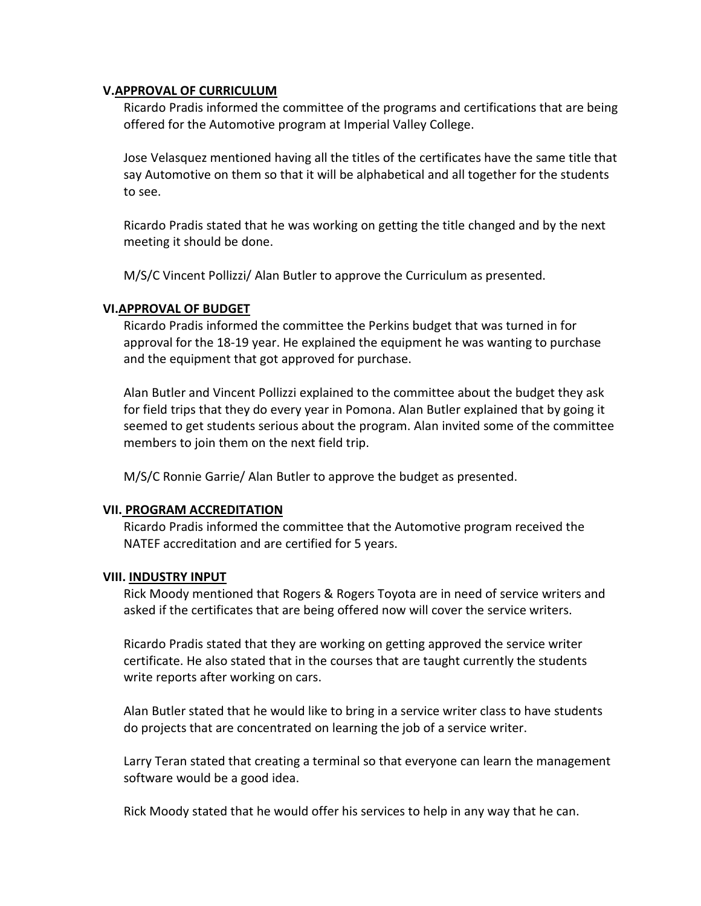## V. APPROVAL OF CURRICULUM

Ricardo Pradis informed the committee of the programs and certifications that are being offered for the Automotive program at Imperial Valley College.

Jose Velasquez mentioned having all the titles of the certificates have the same title that say Automotive on them so that it will be alphabetical and all together for the students to see.

Ricardo Pradis stated that he was working on getting the title changed and by the next meeting it should be done.

M/S/C Vincent Pollizzi/ Alan Butler to approve the Curriculum as presented.

## VI. APPROVAL OF BUDGET

Ricardo Pradis informed the committee the Perkins budget that was turned in for approval for the 18-19 year. He explained the equipment he was wanting to purchase and the equipment that got approved for purchase.

Alan Butler and Vincent Pollizzi explained to the committee about the budget they ask for field trips that they do every year in Pomona. Alan Butler explained that by going it seemed to get students serious about the program. Alan invited some of the committee members to join them on the next field trip.

M/S/C Ronnie Garrie/ Alan Butler to approve the budget as presented.

## VII. PROGRAM ACCREDITATION

Ricardo Pradis informed the committee that the Automotive program received the NATEF accreditation and are certified for 5 years.

## VIII. INDUSTRY INPUT

Rick Moody mentioned that Rogers & Rogers Toyota are in need of service writers and asked if the certificates that are being offered now will cover the service writers.

Ricardo Pradis stated that they are working on getting approved the service writer certificate. He also stated that in the courses that are taught currently the students write reports after working on cars.

Alan Butler stated that he would like to bring in a service writer class to have students do projects that are concentrated on learning the job of a service writer.

Larry Teran stated that creating a terminal so that everyone can learn the management software would be a good idea.

Rick Moody stated that he would offer his services to help in any way that he can.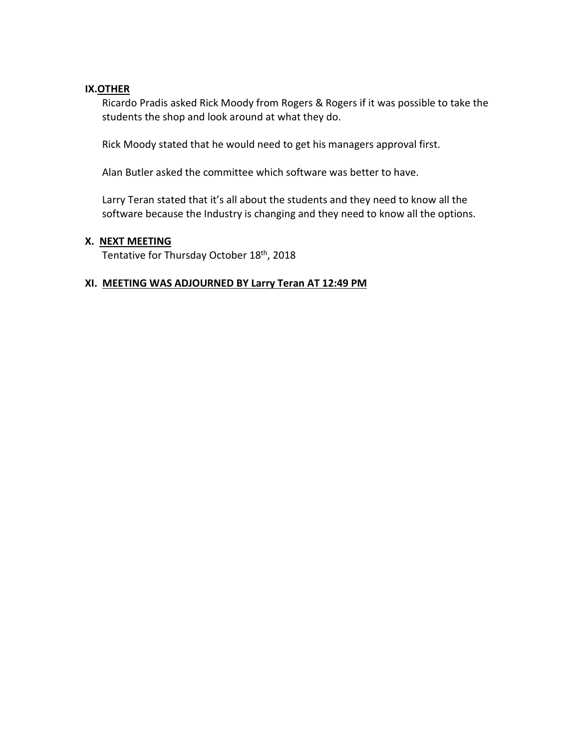## IX. OTHER

Ricardo Pradis asked Rick Moody from Rogers & Rogers if it was possible to take the students the shop and look around at what they do.

Rick Moody stated that he would need to get his managers approval first.

Alan Butler asked the committee which software was better to have.

Larry Teran stated that it's all about the students and they need to know all the software because the Industry is changing and they need to know all the options.

## X. NEXT MEETING

Tentative for Thursday October 18th, 2018

## XI. MEETING WAS ADJOURNED BY Larry Teran AT 12:49 PM